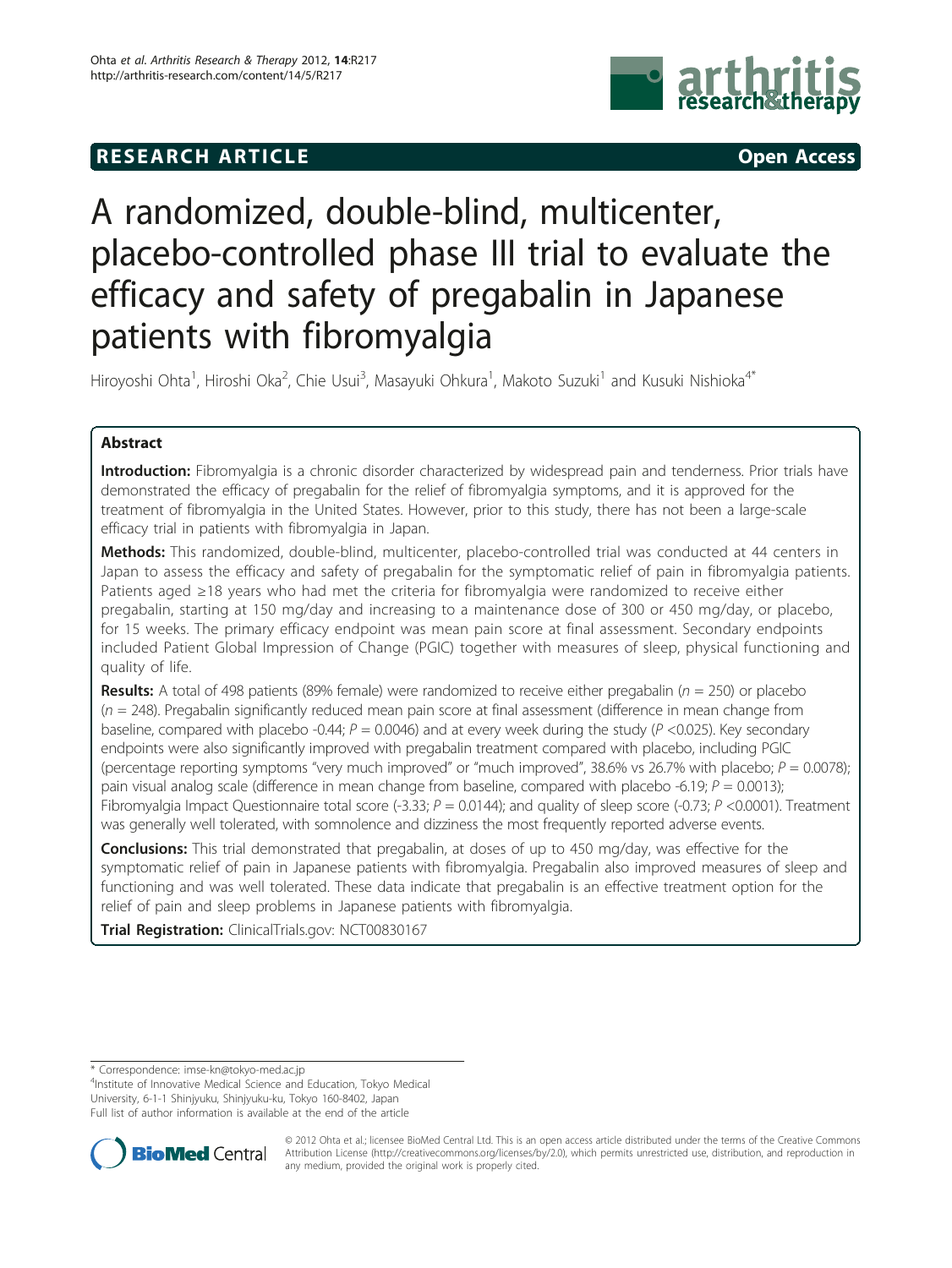**RESEARCH ARTICLE** **Open Access**

# A randomized, double-blind, multicenter, placebo-controlled phase III trial to evaluate the efficacy and safety of pregabalin in Japanese patients with fibromyalgia

Hiroyoshi Ohta[1], Hiroshi Oka[2], Chie Usui[3], Masayuki Ohkura[1], Makoto Suzuki[1] and Kusuki Nishioka[4*]

## Abstract

**Introduction:** Fibromyalgia is a chronic disorder characterized by widespread pain and tenderness. Prior trials have demonstrated the efficacy of pregabalin for the relief of fibromyalgia symptoms, and it is approved for the treatment of fibromyalgia in the United States. However, prior to this study, there has not been a large-scale efficacy trial in patients with fibromyalgia in Japan.

**Methods:** This randomized, double-blind, multicenter, placebo-controlled trial was conducted at 44 centers in Japan to assess the efficacy and safety of pregabalin for the symptomatic relief of pain in fibromyalgia patients. Patients aged ≥18 years who had met the criteria for fibromyalgia were randomized to receive either pregabalin, starting at 150 mg/day and increasing to a maintenance dose of 300 or 450 mg/day, or placebo, for 15 weeks. The primary efficacy endpoint was mean pain score at final assessment. Secondary endpoints included Patient Global Impression of Change (PGIC) together with measures of sleep, physical functioning and quality of life.

**Results:** A total of 498 patients (89% female) were randomized to receive either pregabalin ($n$ = 250) or placebo ($n$ = 248). Pregabalin significantly reduced mean pain score at final assessment (difference in mean change from baseline, compared with placebo -0.44; $P$ = 0.0046) and at every week during the study ($P$ <0.025). Key secondary endpoints were also significantly improved with pregabalin treatment compared with placebo, including PGIC (percentage reporting symptoms "very much improved" or "much improved", 38.6% vs 26.7% with placebo; $P$ = 0.0078); pain visual analog scale (difference in mean change from baseline, compared with placebo -6.19; $P$ = 0.0013); Fibromyalgia Impact Questionnaire total score (-3.33; $P$ = 0.0144); and quality of sleep score (-0.73; $P$ <0.0001). Treatment was generally well tolerated, with somnolence and dizziness the most frequently reported adverse events.

**Conclusions:** This trial demonstrated that pregabalin, at doses of up to 450 mg/day, was effective for the symptomatic relief of pain in Japanese patients with fibromyalgia. Pregabalin also improved measures of sleep and functioning and was well tolerated. These data indicate that pregabalin is an effective treatment option for the relief of pain and sleep problems in Japanese patients with fibromyalgia.

**Trial Registration:** ClinicalTrials.gov: NCT00830167

---

* Correspondence: imse-kn@tokyo-med.ac.jp
[4]Institute of Innovative Medical Science and Education, Tokyo Medical University, 6-1-1 Shinjyuku, Shinjyuku-ku, Tokyo 160-8402, Japan
Full list of author information is available at the end of the article

© 2012 Ohta et al.; licensee BioMed Central Ltd. This is an open access article distributed under the terms of the Creative Commons Attribution License (http://creativecommons.org/licenses/by/2.0), which permits unrestricted use, distribution, and reproduction in any medium, provided the original work is properly cited.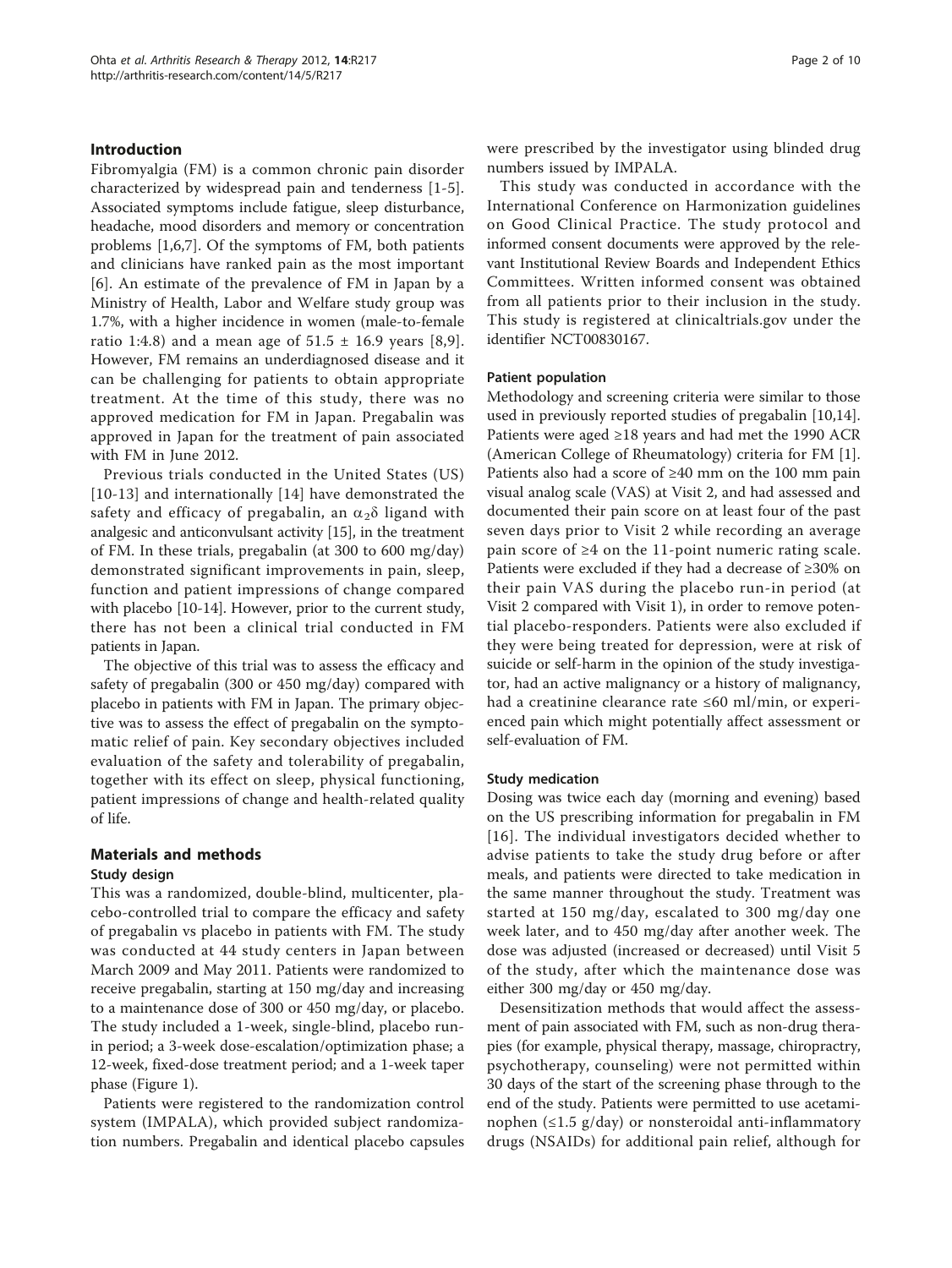## Introduction

Fibromyalgia (FM) is a common chronic pain disorder characterized by widespread pain and tenderness [1-5]. Associated symptoms include fatigue, sleep disturbance, headache, mood disorders and memory or concentration problems [1,6,7]. Of the symptoms of FM, both patients and clinicians have ranked pain as the most important [6]. An estimate of the prevalence of FM in Japan by a Ministry of Health, Labor and Welfare study group was 1.7%, with a higher incidence in women (male-to-female ratio 1:4.8) and a mean age of 51.5 ± 16.9 years [8,9]. However, FM remains an underdiagnosed disease and it can be challenging for patients to obtain appropriate treatment. At the time of this study, there was no approved medication for FM in Japan. Pregabalin was approved in Japan for the treatment of pain associated with FM in June 2012.

Previous trials conducted in the United States (US) [10-13] and internationally [14] have demonstrated the safety and efficacy of pregabalin, an $\alpha_2\delta$ ligand with analgesic and anticonvulsant activity [15], in the treatment of FM. In these trials, pregabalin (at 300 to 600 mg/day) demonstrated significant improvements in pain, sleep, function and patient impressions of change compared with placebo [10-14]. However, prior to the current study, there has not been a clinical trial conducted in FM patients in Japan.

The objective of this trial was to assess the efficacy and safety of pregabalin (300 or 450 mg/day) compared with placebo in patients with FM in Japan. The primary objective was to assess the effect of pregabalin on the symptomatic relief of pain. Key secondary objectives included evaluation of the safety and tolerability of pregabalin, together with its effect on sleep, physical functioning, patient impressions of change and health-related quality of life.

## Materials and methods

### Study design

This was a randomized, double-blind, multicenter, placebo-controlled trial to compare the efficacy and safety of pregabalin vs placebo in patients with FM. The study was conducted at 44 study centers in Japan between March 2009 and May 2011. Patients were randomized to receive pregabalin, starting at 150 mg/day and increasing to a maintenance dose of 300 or 450 mg/day, or placebo. The study included a 1-week, single-blind, placebo run-in period; a 3-week dose-escalation/optimization phase; a 12-week, fixed-dose treatment period; and a 1-week taper phase (Figure 1).

Patients were registered to the randomization control system (IMPALA), which provided subject randomization numbers. Pregabalin and identical placebo capsules were prescribed by the investigator using blinded drug numbers issued by IMPALA.

This study was conducted in accordance with the International Conference on Harmonization guidelines on Good Clinical Practice. The study protocol and informed consent documents were approved by the relevant Institutional Review Boards and Independent Ethics Committees. Written informed consent was obtained from all patients prior to their inclusion in the study. This study is registered at clinicaltrials.gov under the identifier NCT00830167.

### Patient population

Methodology and screening criteria were similar to those used in previously reported studies of pregabalin [10,14]. Patients were aged ≥18 years and had met the 1990 ACR (American College of Rheumatology) criteria for FM [1]. Patients also had a score of ≥40 mm on the 100 mm pain visual analog scale (VAS) at Visit 2, and had assessed and documented their pain score on at least four of the past seven days prior to Visit 2 while recording an average pain score of ≥4 on the 11-point numeric rating scale. Patients were excluded if they had a decrease of ≥30% on their pain VAS during the placebo run-in period (at Visit 2 compared with Visit 1), in order to remove potential placebo-responders. Patients were also excluded if they were being treated for depression, were at risk of suicide or self-harm in the opinion of the study investigator, had an active malignancy or a history of malignancy, had a creatinine clearance rate ≤60 ml/min, or experienced pain which might potentially affect assessment or self-evaluation of FM.

### Study medication

Dosing was twice each day (morning and evening) based on the US prescribing information for pregabalin in FM [16]. The individual investigators decided whether to advise patients to take the study drug before or after meals, and patients were directed to take medication in the same manner throughout the study. Treatment was started at 150 mg/day, escalated to 300 mg/day one week later, and to 450 mg/day after another week. The dose was adjusted (increased or decreased) until Visit 5 of the study, after which the maintenance dose was either 300 mg/day or 450 mg/day.

Desensitization methods that would affect the assessment of pain associated with FM, such as non-drug therapies (for example, physical therapy, massage, chiropractry, psychotherapy, counseling) were not permitted within 30 days of the start of the screening phase through to the end of the study. Patients were permitted to use acetaminophen (≤1.5 g/day) or nonsteroidal anti-inflammatory drugs (NSAIDs) for additional pain relief, although for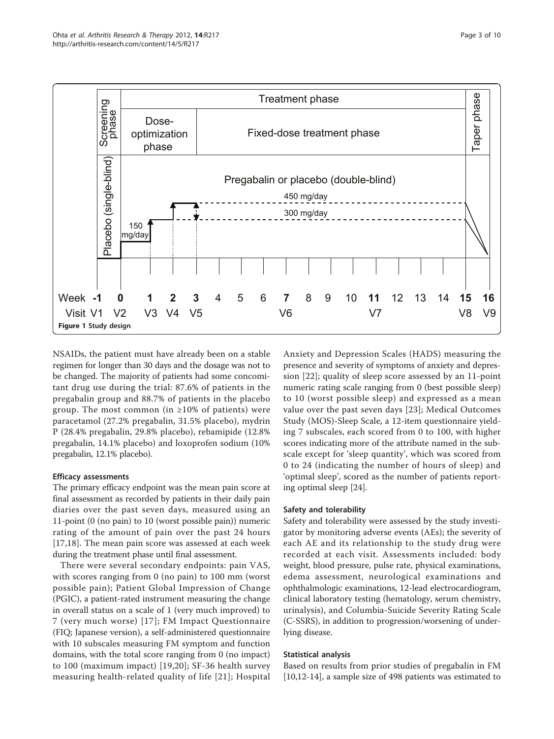Figure 1 Study design.

NSAIDs, the patient must have already been on a stable regimen for longer than 30 days and the dosage was not to be changed. The majority of patients had some concomitant drug use during the trial: 87.6% of patients in the pregabalin group and 88.7% of patients in the placebo group. The most common (in ≥10% of patients) were paracetamol (27.2% pregabalin, 31.5% placebo), mydrin P (28.4% pregabalin, 29.8% placebo), rebamipide (12.8% pregabalin, 14.1% placebo) and loxoprofen sodium (10% pregabalin, 12.1% placebo).

#### Efficacy assessments

The primary efficacy endpoint was the mean pain score at final assessment as recorded by patients in their daily pain diaries over the past seven days, measured using an 11-point (0 (no pain) to 10 (worst possible pain)) numeric rating of the amount of pain over the past 24 hours [17,18]. The mean pain score was assessed at each week during the treatment phase until final assessment.

There were several secondary endpoints: pain VAS, with scores ranging from 0 (no pain) to 100 mm (worst possible pain); Patient Global Impression of Change (PGIC), a patient-rated instrument measuring the change in overall status on a scale of 1 (very much improved) to 7 (very much worse) [17]; FM Impact Questionnaire (FIQ; Japanese version), a self-administered questionnaire with 10 subscales measuring FM symptom and function domains, with the total score ranging from 0 (no impact) to 100 (maximum impact) [19,20]; SF-36 health survey measuring health-related quality of life [21]; Hospital Anxiety and Depression Scales (HADS) measuring the presence and severity of symptoms of anxiety and depression [22]; quality of sleep score assessed by an 11-point numeric rating scale ranging from 0 (best possible sleep) to 10 (worst possible sleep) and expressed as a mean value over the past seven days [23]; Medical Outcomes Study (MOS)-Sleep Scale, a 12-item questionnaire yielding 7 subscales, each scored from 0 to 100, with higher scores indicating more of the attribute named in the subscale except for 'sleep quantity', which was scored from 0 to 24 (indicating the number of hours of sleep) and 'optimal sleep', scored as the number of patients reporting optimal sleep [24].

#### Safety and tolerability

Safety and tolerability were assessed by the study investigator by monitoring adverse events (AEs); the severity of each AE and its relationship to the study drug were recorded at each visit. Assessments included: body weight, blood pressure, pulse rate, physical examinations, edema assessment, neurological examinations and ophthalmologic examinations, 12-lead electrocardiogram, clinical laboratory testing (hematology, serum chemistry, urinalysis), and Columbia-Suicide Severity Rating Scale (C-SSRS), in addition to progression/worsening of underlying disease.

#### Statistical analysis

Based on results from prior studies of pregabalin in FM [10,12-14], a sample size of 498 patients was estimated to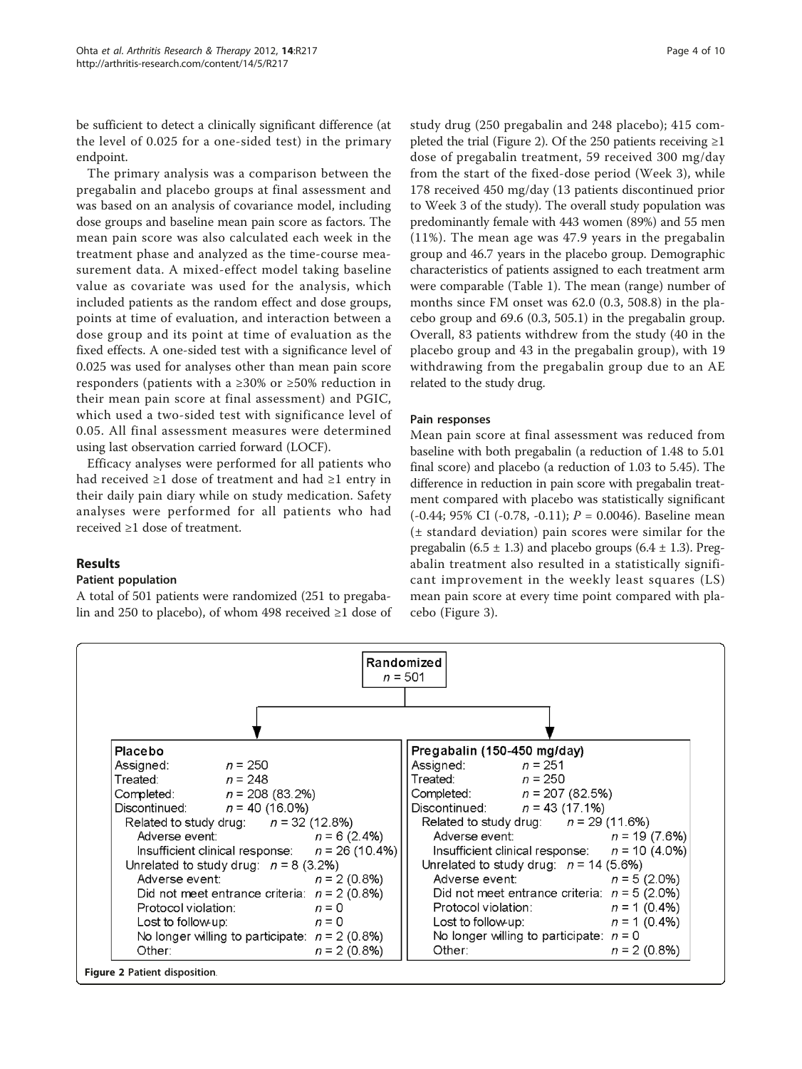be sufficient to detect a clinically significant difference (at the level of 0.025 for a one-sided test) in the primary endpoint.

The primary analysis was a comparison between the pregabalin and placebo groups at final assessment and was based on an analysis of covariance model, including dose groups and baseline mean pain score as factors. The mean pain score was also calculated each week in the treatment phase and analyzed as the time-course measurement data. A mixed-effect model taking baseline value as covariate was used for the analysis, which included patients as the random effect and dose groups, points at time of evaluation, and interaction between a dose group and its point at time of evaluation as the fixed effects. A one-sided test with a significance level of 0.025 was used for analyses other than mean pain score responders (patients with a ≥30% or ≥50% reduction in their mean pain score at final assessment) and PGIC, which used a two-sided test with significance level of 0.05. All final assessment measures were determined using last observation carried forward (LOCF).

Efficacy analyses were performed for all patients who had received ≥1 dose of treatment and had ≥1 entry in their daily pain diary while on study medication. Safety analyses were performed for all patients who had received ≥1 dose of treatment.

## Results

### Patient population

A total of 501 patients were randomized (251 to pregabalin and 250 to placebo), of whom 498 received ≥1 dose of study drug (250 pregabalin and 248 placebo); 415 completed the trial (Figure 2). Of the 250 patients receiving ≥1 dose of pregabalin treatment, 59 received 300 mg/day from the start of the fixed-dose period (Week 3), while 178 received 450 mg/day (13 patients discontinued prior to Week 3 of the study). The overall study population was predominantly female with 443 women (89%) and 55 men (11%). The mean age was 47.9 years in the pregabalin group and 46.7 years in the placebo group. Demographic characteristics of patients assigned to each treatment arm were comparable (Table 1). The mean (range) number of months since FM onset was 62.0 (0.3, 508.8) in the placebo group and 69.6 (0.3, 505.1) in the pregabalin group. Overall, 83 patients withdrew from the study (40 in the placebo group and 43 in the pregabalin group), with 19 withdrawing from the pregabalin group due to an AE related to the study drug.

### Pain responses

Mean pain score at final assessment was reduced from baseline with both pregabalin (a reduction of 1.48 to 5.01 final score) and placebo (a reduction of 1.03 to 5.45). The difference in reduction in pain score with pregabalin treatment compared with placebo was statistically significant (-0.44; 95% CI (-0.78, -0.11); $P = 0.0046$). Baseline mean (± standard deviation) pain scores were similar for the pregabalin (6.5 ± 1.3) and placebo groups (6.4 ± 1.3). Pregabalin treatment also resulted in a statistically significant improvement in the weekly least squares (LS) mean pain score at every time point compared with placebo (Figure 3).

Randomized $n = 501$

| Placebo | | Pregabalin (150-450 mg/day) | |
|---|---|---|---|
| Assigned: | $n = 250$ | Assigned: | $n = 251$ |
| Treated: | $n = 248$ | Treated: | $n = 250$ |
| Completed: | $n = 208$ (83.2%) | Completed: | $n = 207$ (82.5%) |
| Discontinued: | $n = 40$ (16.0%) | Discontinued: | $n = 43$ (17.1%) |
| Related to study drug: | $n = 32$ (12.8%) | Related to study drug: | $n = 29$ (11.6%) |
| Adverse event: | $n = 6$ (2.4%) | Adverse event: | $n = 19$ (7.6%) |
| Insufficient clinical response: | $n = 26$ (10.4%) | Insufficient clinical response: | $n = 10$ (4.0%) |
| Unrelated to study drug: | $n = 8$ (3.2%) | Unrelated to study drug: | $n = 14$ (5.6%) |
| Adverse event: | $n = 2$ (0.8%) | Adverse event: | $n = 5$ (2.0%) |
| Did not meet entrance criteria: | $n = 2$ (0.8%) | Did not meet entrance criteria: | $n = 5$ (2.0%) |
| Protocol violation: | $n = 0$ | Protocol violation: | $n = 1$ (0.4%) |
| Lost to follow-up: | $n = 0$ | Lost to follow-up: | $n = 1$ (0.4%) |
| No longer willing to participate: | $n = 2$ (0.8%) | No longer willing to participate: | $n = 0$ |
| Other: | $n = 2$ (0.8%) | Other: | $n = 2$ (0.8%) |

**Figure 2** Patient disposition.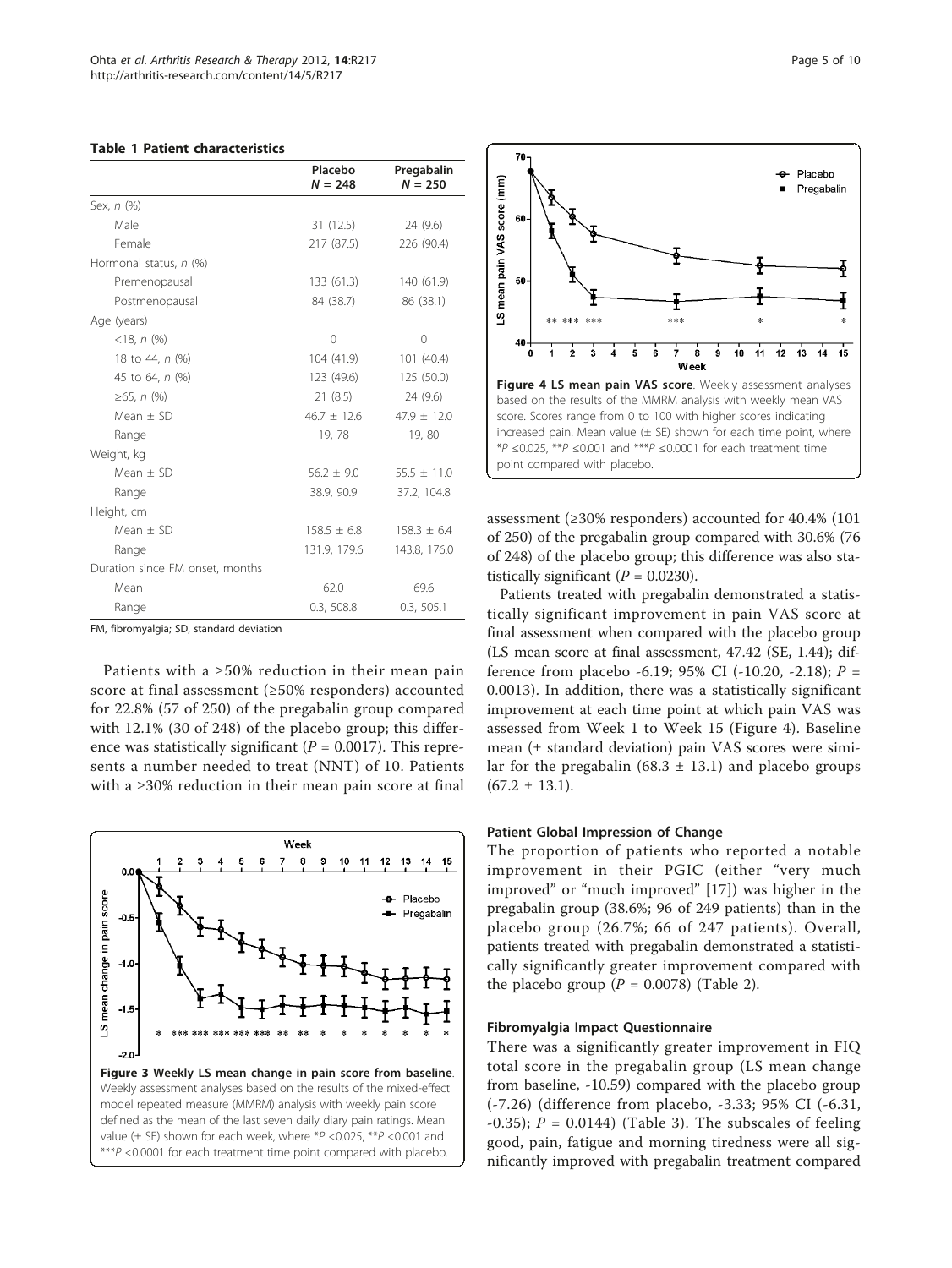**Table 1 Patient characteristics**

| | Placebo $N = 248$ | Pregabalin $N = 250$ |
|---|---|---|
| Sex, *n* (%) | | |
| Male | 31 (12.5) | 24 (9.6) |
| Female | 217 (87.5) | 226 (90.4) |
| Hormonal status, *n* (%) | | |
| Premenopausal | 133 (61.3) | 140 (61.9) |
| Postmenopausal | 84 (38.7) | 86 (38.1) |
| Age (years) | | |
| <18, *n* (%) | 0 | 0 |
| 18 to 44, *n* (%) | 104 (41.9) | 101 (40.4) |
| 45 to 64, *n* (%) | 123 (49.6) | 125 (50.0) |
| ≥65, *n* (%) | 21 (8.5) | 24 (9.6) |
| Mean ± SD | 46.7 ± 12.6 | 47.9 ± 12.0 |
| Range | 19, 78 | 19, 80 |
| Weight, kg | | |
| Mean ± SD | 56.2 ± 9.0 | 55.5 ± 11.0 |
| Range | 38.9, 90.9 | 37.2, 104.8 |
| Height, cm | | |
| Mean ± SD | 158.5 ± 6.8 | 158.3 ± 6.4 |
| Range | 131.9, 179.6 | 143.8, 176.0 |
| Duration since FM onset, months | | |
| Mean | 62.0 | 69.6 |
| Range | 0.3, 508.8 | 0.3, 505.1 |

FM, fibromyalgia; SD, standard deviation

Patients with a ≥50% reduction in their mean pain score at final assessment (≥50% responders) accounted for 22.8% (57 of 250) of the pregabalin group compared with 12.1% (30 of 248) of the placebo group; this difference was statistically significant ($P = 0.0017$). This represents a number needed to treat (NNT) of 10. Patients with a ≥30% reduction in their mean pain score at final assessment (≥30% responders) accounted for 40.4% (101 of 250) of the pregabalin group compared with 30.6% (76 of 248) of the placebo group; this difference was also statistically significant ($P = 0.0230$).

**Figure 3 Weekly LS mean change in pain score from baseline**. Weekly assessment analyses based on the results of the mixed-effect model repeated measure (MMRM) analysis with weekly pain score defined as the mean of the last seven daily diary pain ratings. Mean value (± SE) shown for each week, where *$P$ <0.025, **$P$ <0.001 and ***$P$ <0.0001 for each treatment time point compared with placebo.

**Figure 4 LS mean pain VAS score**. Weekly assessment analyses based on the results of the MMRM analysis with weekly mean VAS score. Scores range from 0 to 100 with higher scores indicating increased pain. Mean value (± SE) shown for each time point, where *$P$ ≤0.025, **$P$ ≤0.001 and ***$P$ ≤0.0001 for each treatment time point compared with placebo.

Patients treated with pregabalin demonstrated a statistically significant improvement in pain VAS score at final assessment when compared with the placebo group (LS mean score at final assessment, 47.42 (SE, 1.44); difference from placebo -6.19; 95% CI (-10.20, -2.18); $P = 0.0013$). In addition, there was a statistically significant improvement at each time point at which pain VAS was assessed from Week 1 to Week 15 (Figure 4). Baseline mean (± standard deviation) pain VAS scores were similar for the pregabalin (68.3 ± 13.1) and placebo groups (67.2 ± 13.1).

### Patient Global Impression of Change

The proportion of patients who reported a notable improvement in their PGIC (either "very much improved" or "much improved" [17]) was higher in the pregabalin group (38.6%; 96 of 249 patients) than in the placebo group (26.7%; 66 of 247 patients). Overall, patients treated with pregabalin demonstrated a statistically significantly greater improvement compared with the placebo group ($P = 0.0078$) (Table 2).

### Fibromyalgia Impact Questionnaire

There was a significantly greater improvement in FIQ total score in the pregabalin group (LS mean change from baseline, -10.59) compared with the placebo group (-7.26) (difference from placebo, -3.33; 95% CI (-6.31, -0.35); $P = 0.0144$) (Table 3). The subscales of feeling good, pain, fatigue and morning tiredness were all significantly improved with pregabalin treatment compared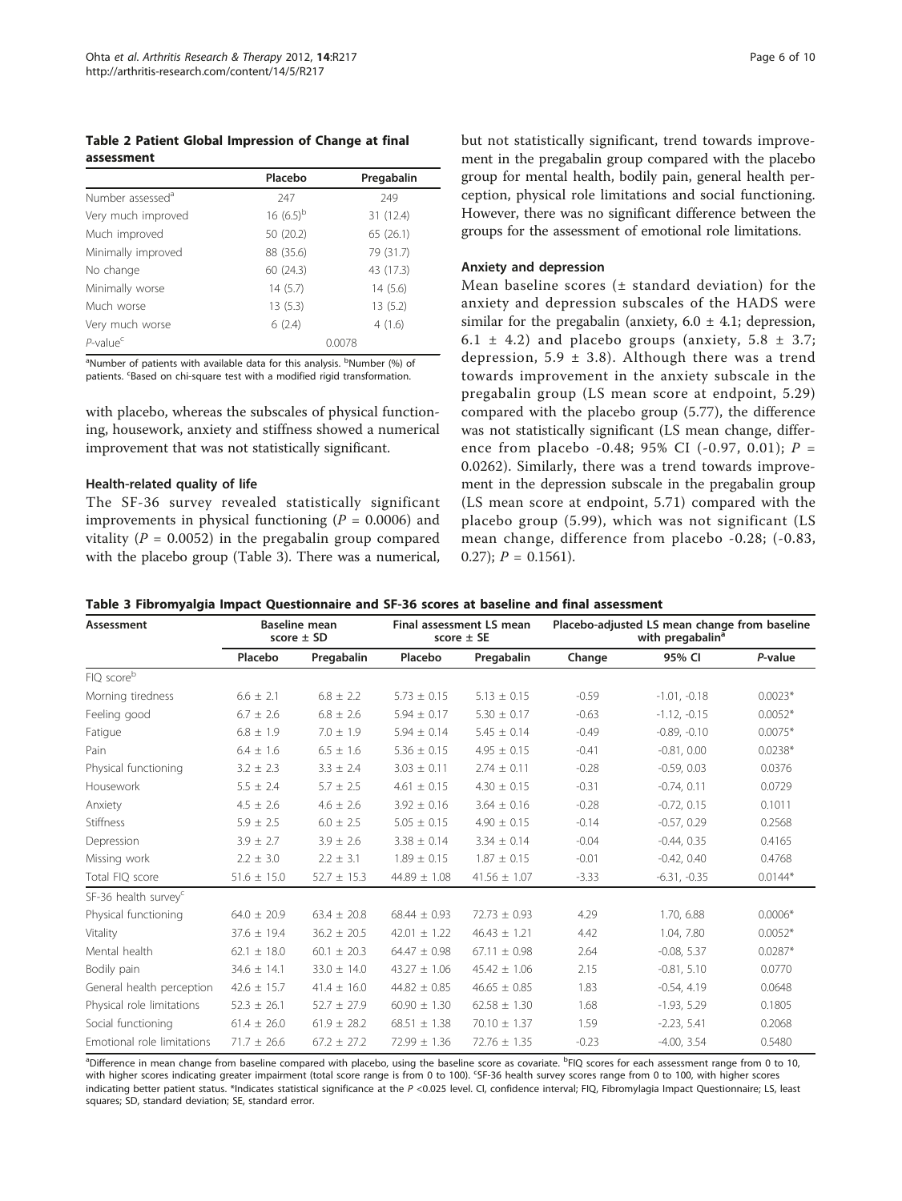**Table 2 Patient Global Impression of Change at final assessment**

| | Placebo | Pregabalin |
|---|---|---|
| Number assessed[a] | 247 | 249 |
| Very much improved | 16 (6.5)[b] | 31 (12.4) |
| Much improved | 50 (20.2) | 65 (26.1) |
| Minimally improved | 88 (35.6) | 79 (31.7) |
| No change | 60 (24.3) | 43 (17.3) |
| Minimally worse | 14 (5.7) | 14 (5.6) |
| Much worse | 13 (5.3) | 13 (5.2) |
| Very much worse | 6 (2.4) | 4 (1.6) |
| *P*-value[c] | 0.0078 | |

[a]Number of patients with available data for this analysis. [b]Number (%) of patients. [c]Based on chi-square test with a modified rigid transformation.

with placebo, whereas the subscales of physical functioning, housework, anxiety and stiffness showed a numerical improvement that was not statistically significant.

### Health-related quality of life

The SF-36 survey revealed statistically significant improvements in physical functioning ($P = 0.0006$) and vitality ($P = 0.0052$) in the pregabalin group compared with the placebo group (Table 3). There was a numerical, but not statistically significant, trend towards improvement in the pregabalin group compared with the placebo group for mental health, bodily pain, general health perception, physical role limitations and social functioning. However, there was no significant difference between the groups for the assessment of emotional role limitations.

### Anxiety and depression

Mean baseline scores (± standard deviation) for the anxiety and depression subscales of the HADS were similar for the pregabalin (anxiety, 6.0 ± 4.1; depression, 6.1 ± 4.2) and placebo groups (anxiety, 5.8 ± 3.7; depression, 5.9 ± 3.8). Although there was a trend towards improvement in the anxiety subscale in the pregabalin group (LS mean score at endpoint, 5.29) compared with the placebo group (5.77), the difference was not statistically significant (LS mean change, difference from placebo -0.48; 95% CI (-0.97, 0.01); $P = 0.0262$). Similarly, there was a trend towards improvement in the depression subscale in the pregabalin group (LS mean score at endpoint, 5.71) compared with the placebo group (5.99), which was not significant (LS mean change, difference from placebo -0.28; (-0.83, 0.27); $P = 0.1561$).

**Table 3 Fibromyalgia Impact Questionnaire and SF-36 scores at baseline and final assessment**

| Assessment | Baseline mean score ± SD | | Final assessment LS mean score ± SE | | Placebo-adjusted LS mean change from baseline with pregabalin[a] | | |
|---|---|---|---|---|---|---|---|
| | Placebo | Pregabalin | Placebo | Pregabalin | Change | 95% CI | *P*-value |
| FIQ score[b] | | | | | | | |
| Morning tiredness | 6.6 ± 2.1 | 6.8 ± 2.2 | 5.73 ± 0.15 | 5.13 ± 0.15 | -0.59 | -1.01, -0.18 | 0.0023* |
| Feeling good | 6.7 ± 2.6 | 6.8 ± 2.6 | 5.94 ± 0.17 | 5.30 ± 0.17 | -0.63 | -1.12, -0.15 | 0.0052* |
| Fatigue | 6.8 ± 1.9 | 7.0 ± 1.9 | 5.94 ± 0.14 | 5.45 ± 0.14 | -0.49 | -0.89, -0.10 | 0.0075* |
| Pain | 6.4 ± 1.6 | 6.5 ± 1.6 | 5.36 ± 0.15 | 4.95 ± 0.15 | -0.41 | -0.81, 0.00 | 0.0238* |
| Physical functioning | 3.2 ± 2.3 | 3.3 ± 2.4 | 3.03 ± 0.11 | 2.74 ± 0.11 | -0.28 | -0.59, 0.03 | 0.0376 |
| Housework | 5.5 ± 2.4 | 5.7 ± 2.5 | 4.61 ± 0.15 | 4.30 ± 0.15 | -0.31 | -0.74, 0.11 | 0.0729 |
| Anxiety | 4.5 ± 2.6 | 4.6 ± 2.6 | 3.92 ± 0.16 | 3.64 ± 0.16 | -0.28 | -0.72, 0.15 | 0.1011 |
| Stiffness | 5.9 ± 2.5 | 6.0 ± 2.5 | 5.05 ± 0.15 | 4.90 ± 0.15 | -0.14 | -0.57, 0.29 | 0.2568 |
| Depression | 3.9 ± 2.7 | 3.9 ± 2.6 | 3.38 ± 0.14 | 3.34 ± 0.14 | -0.04 | -0.44, 0.35 | 0.4165 |
| Missing work | 2.2 ± 3.0 | 2.2 ± 3.1 | 1.89 ± 0.15 | 1.87 ± 0.15 | -0.01 | -0.42, 0.40 | 0.4768 |
| Total FIQ score | 51.6 ± 15.0 | 52.7 ± 15.3 | 44.89 ± 1.08 | 41.56 ± 1.07 | -3.33 | -6.31, -0.35 | 0.0144* |
| SF-36 health survey[c] | | | | | | | |
| Physical functioning | 64.0 ± 20.9 | 63.4 ± 20.8 | 68.44 ± 0.93 | 72.73 ± 0.93 | 4.29 | 1.70, 6.88 | 0.0006* |
| Vitality | 37.6 ± 19.4 | 36.2 ± 20.5 | 42.01 ± 1.22 | 46.43 ± 1.21 | 4.42 | 1.04, 7.80 | 0.0052* |
| Mental health | 62.1 ± 18.0 | 60.1 ± 20.3 | 64.47 ± 0.98 | 67.11 ± 0.98 | 2.64 | -0.08, 5.37 | 0.0287* |
| Bodily pain | 34.6 ± 14.1 | 33.0 ± 14.0 | 43.27 ± 1.06 | 45.42 ± 1.06 | 2.15 | -0.81, 5.10 | 0.0770 |
| General health perception | 42.6 ± 15.7 | 41.4 ± 16.0 | 44.82 ± 0.85 | 46.65 ± 0.85 | 1.83 | -0.54, 4.19 | 0.0648 |
| Physical role limitations | 52.3 ± 26.1 | 52.7 ± 27.9 | 60.90 ± 1.30 | 62.58 ± 1.30 | 1.68 | -1.93, 5.29 | 0.1805 |
| Social functioning | 61.4 ± 26.0 | 61.9 ± 28.2 | 68.51 ± 1.38 | 70.10 ± 1.37 | 1.59 | -2.23, 5.41 | 0.2068 |
| Emotional role limitations | 71.7 ± 26.6 | 67.2 ± 27.2 | 72.99 ± 1.36 | 72.76 ± 1.35 | -0.23 | -4.00, 3.54 | 0.5480 |

[a]Difference in mean change from baseline compared with placebo, using the baseline score as covariate. [b]FIQ scores for each assessment range from 0 to 10, with higher scores indicating greater impairment (total score range is from 0 to 100). [c]SF-36 health survey scores range from 0 to 100, with higher scores indicating better patient status. *Indicates statistical significance at the $P < 0.025$ level. CI, confidence interval; FIQ, Fibromyalgia Impact Questionnaire; LS, least squares; SD, standard deviation; SE, standard error.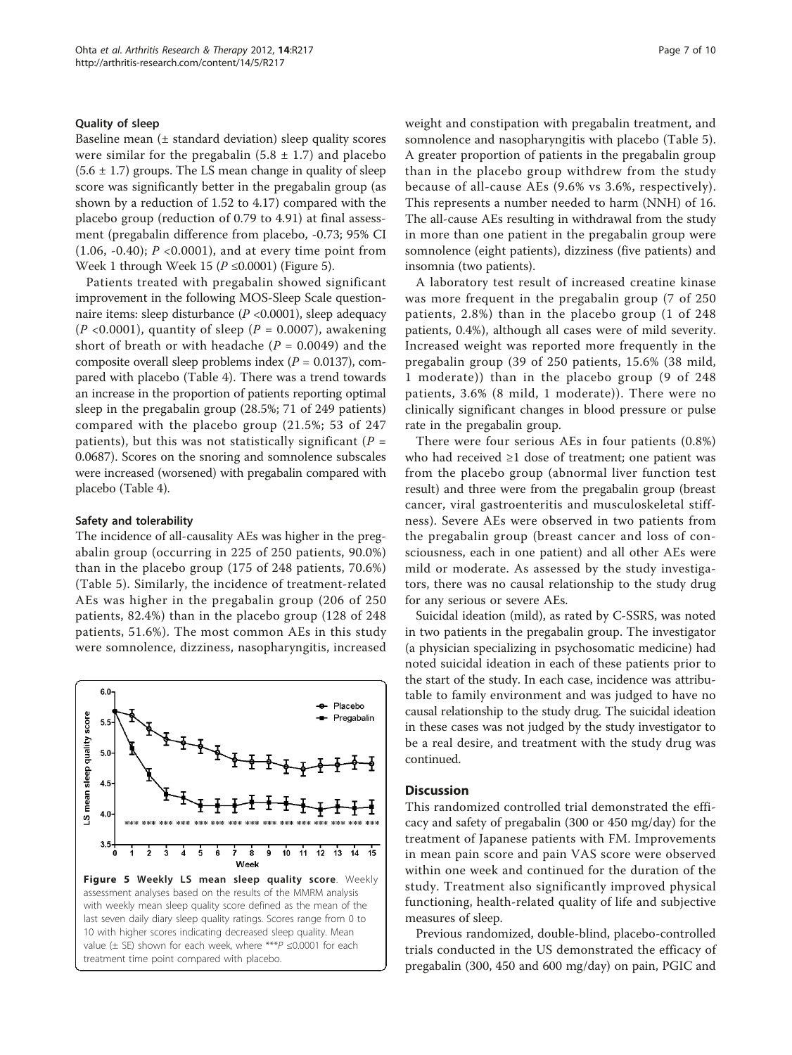### Quality of sleep

Baseline mean (± standard deviation) sleep quality scores were similar for the pregabalin (5.8 ± 1.7) and placebo (5.6 ± 1.7) groups. The LS mean change in quality of sleep score was significantly better in the pregabalin group (as shown by a reduction of 1.52 to 4.17) compared with the placebo group (reduction of 0.79 to 4.91) at final assessment (pregabalin difference from placebo, -0.73; 95% CI (1.06, -0.40); $P$ <0.0001), and at every time point from Week 1 through Week 15 ($P$ ≤0.0001) (Figure 5).

Patients treated with pregabalin showed significant improvement in the following MOS-Sleep Scale questionnaire items: sleep disturbance ($P$ <0.0001), sleep adequacy ($P$ <0.0001), quantity of sleep ($P$ = 0.0007), awakening short of breath or with headache ($P$ = 0.0049) and the composite overall sleep problems index ($P$ = 0.0137), compared with placebo (Table 4). There was a trend towards an increase in the proportion of patients reporting optimal sleep in the pregabalin group (28.5%; 71 of 249 patients) compared with the placebo group (21.5%; 53 of 247 patients), but this was not statistically significant ($P$ = 0.0687). Scores on the snoring and somnolence subscales were increased (worsened) with pregabalin compared with placebo (Table 4).

### Safety and tolerability

The incidence of all-causality AEs was higher in the pregabalin group (occurring in 225 of 250 patients, 90.0%) than in the placebo group (175 of 248 patients, 70.6%) (Table 5). Similarly, the incidence of treatment-related AEs was higher in the pregabalin group (206 of 250 patients, 82.4%) than in the placebo group (128 of 248 patients, 51.6%). The most common AEs in this study were somnolence, dizziness, nasopharyngitis, increased weight and constipation with pregabalin treatment, and somnolence and nasopharyngitis with placebo (Table 5). A greater proportion of patients in the pregabalin group than in the placebo group withdrew from the study because of all-cause AEs (9.6% vs 3.6%, respectively). This represents a number needed to harm (NNH) of 16. The all-cause AEs resulting in withdrawal from the study in more than one patient in the pregabalin group were somnolence (eight patients), dizziness (five patients) and insomnia (two patients).

**Figure 5 Weekly LS mean sleep quality score**. Weekly assessment analyses based on the results of the MMRM analysis with weekly mean sleep quality score defined as the mean of the last seven daily diary sleep quality ratings. Scores range from 0 to 10 with higher scores indicating decreased sleep quality. Mean value (± SE) shown for each week, where ***$P$ ≤0.0001 for each treatment time point compared with placebo.

A laboratory test result of increased creatine kinase was more frequent in the pregabalin group (7 of 250 patients, 2.8%) than in the placebo group (1 of 248 patients, 0.4%), although all cases were of mild severity. Increased weight was reported more frequently in the pregabalin group (39 of 250 patients, 15.6% (38 mild, 1 moderate)) than in the placebo group (9 of 248 patients, 3.6% (8 mild, 1 moderate)). There were no clinically significant changes in blood pressure or pulse rate in the pregabalin group.

There were four serious AEs in four patients (0.8%) who had received ≥1 dose of treatment; one patient was from the placebo group (abnormal liver function test result) and three were from the pregabalin group (breast cancer, viral gastroenteritis and musculoskeletal stiffness). Severe AEs were observed in two patients from the pregabalin group (breast cancer and loss of consciousness, each in one patient) and all other AEs were mild or moderate. As assessed by the study investigators, there was no causal relationship to the study drug for any serious or severe AEs.

Suicidal ideation (mild), as rated by C-SSRS, was noted in two patients in the pregabalin group. The investigator (a physician specializing in psychosomatic medicine) had noted suicidal ideation in each of these patients prior to the start of the study. In each case, incidence was attributable to family environment and was judged to have no causal relationship to the study drug. The suicidal ideation in these cases was not judged by the study investigator to be a real desire, and treatment with the study drug was continued.

## Discussion

This randomized controlled trial demonstrated the efficacy and safety of pregabalin (300 or 450 mg/day) for the treatment of Japanese patients with FM. Improvements in mean pain score and pain VAS score were observed within one week and continued for the duration of the study. Treatment also significantly improved physical functioning, health-related quality of life and subjective measures of sleep.

Previous randomized, double-blind, placebo-controlled trials conducted in the US demonstrated the efficacy of pregabalin (300, 450 and 600 mg/day) on pain, PGIC and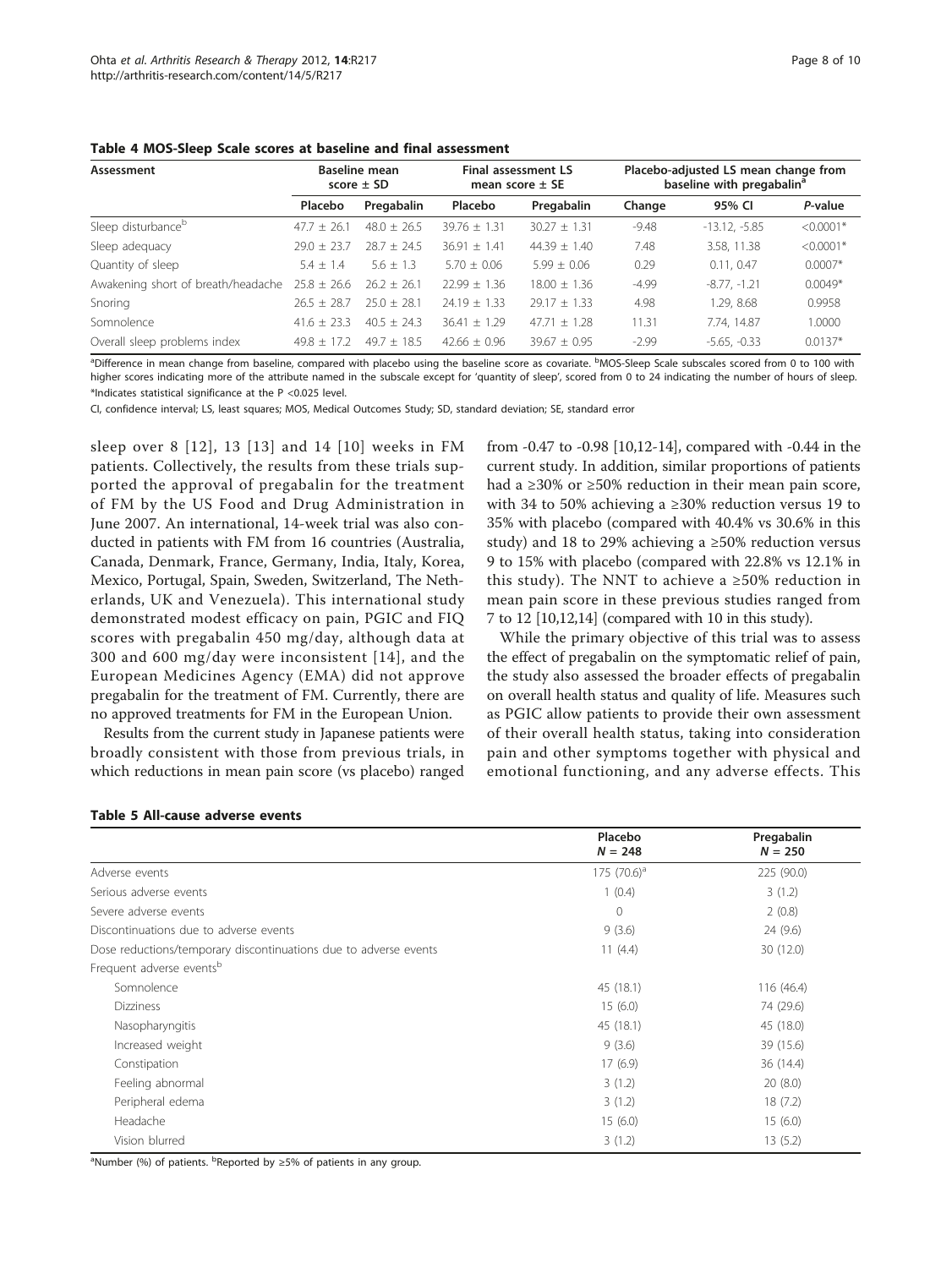**Table 4 MOS-Sleep Scale scores at baseline and final assessment**

| Assessment | Baseline mean score ± SD | | Final assessment LS mean score ± SE | | Placebo-adjusted LS mean change from baseline with pregabalin[a] | | |
|---|---|---|---|---|---|---|---|
| | Placebo | Pregabalin | Placebo | Pregabalin | Change | 95% CI | *P*-value |
| Sleep disturbance[b] | 47.7 ± 26.1 | 48.0 ± 26.5 | 39.76 ± 1.31 | 30.27 ± 1.31 | -9.48 | -13.12, -5.85 | <0.0001* |
| Sleep adequacy | 29.0 ± 23.7 | 28.7 ± 24.5 | 36.91 ± 1.41 | 44.39 ± 1.40 | 7.48 | 3.58, 11.38 | <0.0001* |
| Quantity of sleep | 5.4 ± 1.4 | 5.6 ± 1.3 | 5.70 ± 0.06 | 5.99 ± 0.06 | 0.29 | 0.11, 0.47 | 0.0007* |
| Awakening short of breath/headache | 25.8 ± 26.6 | 26.2 ± 26.1 | 22.99 ± 1.36 | 18.00 ± 1.36 | -4.99 | -8.77, -1.21 | 0.0049* |
| Snoring | 26.5 ± 28.7 | 25.0 ± 28.1 | 24.19 ± 1.33 | 29.17 ± 1.33 | 4.98 | 1.29, 8.68 | 0.9958 |
| Somnolence | 41.6 ± 23.3 | 40.5 ± 24.3 | 36.41 ± 1.29 | 47.71 ± 1.28 | 11.31 | 7.74, 14.87 | 1.0000 |
| Overall sleep problems index | 49.8 ± 17.2 | 49.7 ± 18.5 | 42.66 ± 0.96 | 39.67 ± 0.95 | -2.99 | -5.65, -0.33 | 0.0137* |

[a]Difference in mean change from baseline, compared with placebo using the baseline score as covariate. [b]MOS-Sleep Scale subscales scored from 0 to 100 with higher scores indicating more of the attribute named in the subscale except for 'quantity of sleep', scored from 0 to 24 indicating the number of hours of sleep. *Indicates statistical significance at the P <0.025 level.

CI, confidence interval; LS, least squares; MOS, Medical Outcomes Study; SD, standard deviation; SE, standard error

sleep over 8 [12], 13 [13] and 14 [10] weeks in FM patients. Collectively, the results from these trials supported the approval of pregabalin for the treatment of FM by the US Food and Drug Administration in June 2007. An international, 14-week trial was also conducted in patients with FM from 16 countries (Australia, Canada, Denmark, France, Germany, India, Italy, Korea, Mexico, Portugal, Spain, Sweden, Switzerland, The Netherlands, UK and Venezuela). This international study demonstrated modest efficacy on pain, PGIC and FIQ scores with pregabalin 450 mg/day, although data at 300 and 600 mg/day were inconsistent [14], and the European Medicines Agency (EMA) did not approve pregabalin for the treatment of FM. Currently, there are no approved treatments for FM in the European Union.

Results from the current study in Japanese patients were broadly consistent with those from previous trials, in which reductions in mean pain score (vs placebo) ranged from -0.47 to -0.98 [10,12-14], compared with -0.44 in the current study. In addition, similar proportions of patients had a ≥30% or ≥50% reduction in their mean pain score, with 34 to 50% achieving a ≥30% reduction versus 19 to 35% with placebo (compared with 40.4% vs 30.6% in this study) and 18 to 29% achieving a ≥50% reduction versus 9 to 15% with placebo (compared with 22.8% vs 12.1% in this study). The NNT to achieve a ≥50% reduction in mean pain score in these previous studies ranged from 7 to 12 [10,12,14] (compared with 10 in this study).

While the primary objective of this trial was to assess the effect of pregabalin on the symptomatic relief of pain, the study also assessed the broader effects of pregabalin on overall health status and quality of life. Measures such as PGIC allow patients to provide their own assessment of their overall health status, taking into consideration pain and other symptoms together with physical and emotional functioning, and any adverse effects. This

**Table 5 All-cause adverse events**

| | Placebo *N* = 248 | Pregabalin *N* = 250 |
|---|---|---|
| Adverse events | 175 (70.6)[a] | 225 (90.0) |
| Serious adverse events | 1 (0.4) | 3 (1.2) |
| Severe adverse events | 0 | 2 (0.8) |
| Discontinuations due to adverse events | 9 (3.6) | 24 (9.6) |
| Dose reductions/temporary discontinuations due to adverse events | 11 (4.4) | 30 (12.0) |
| Frequent adverse events[b] | | |
| Somnolence | 45 (18.1) | 116 (46.4) |
| Dizziness | 15 (6.0) | 74 (29.6) |
| Nasopharyngitis | 45 (18.1) | 45 (18.0) |
| Increased weight | 9 (3.6) | 39 (15.6) |
| Constipation | 17 (6.9) | 36 (14.4) |
| Feeling abnormal | 3 (1.2) | 20 (8.0) |
| Peripheral edema | 3 (1.2) | 18 (7.2) |
| Headache | 15 (6.0) | 15 (6.0) |
| Vision blurred | 3 (1.2) | 13 (5.2) |

[a]Number (%) of patients. [b]Reported by ≥5% of patients in any group.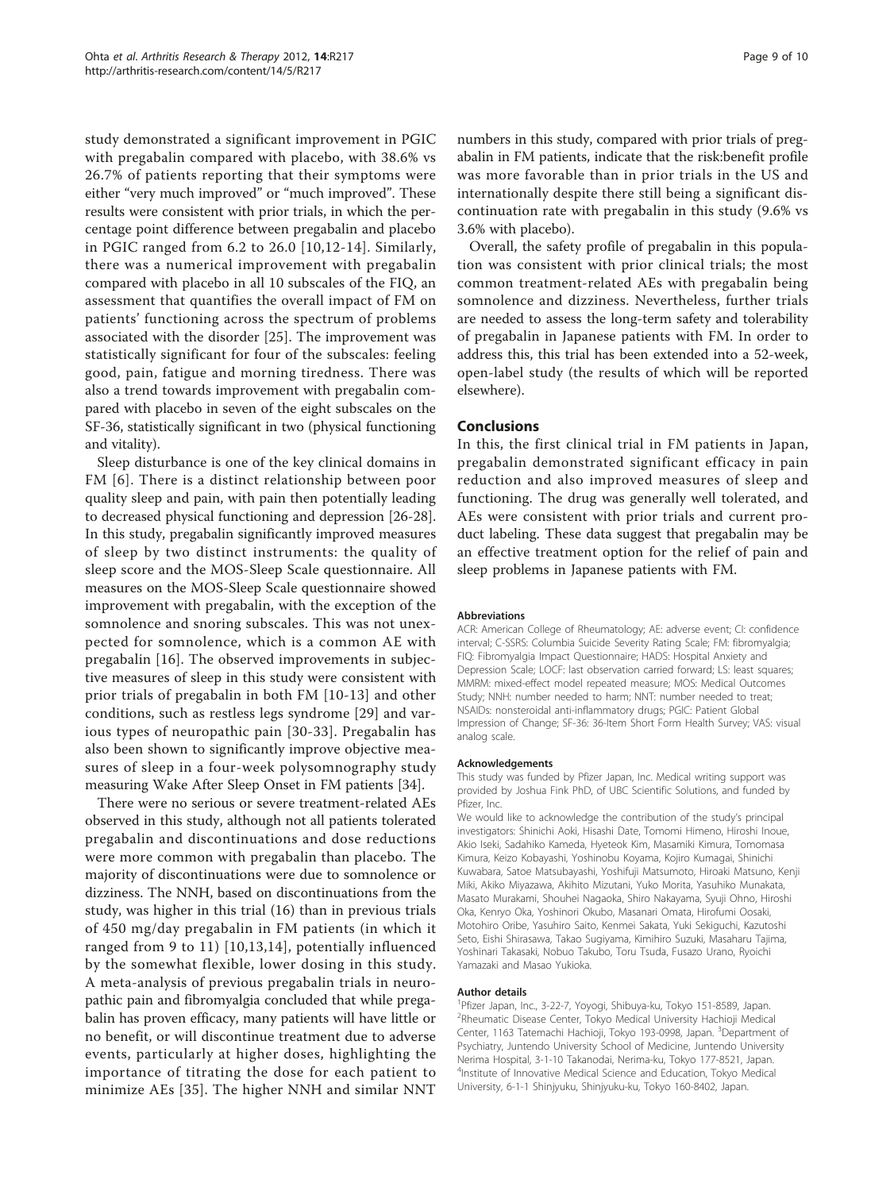study demonstrated a significant improvement in PGIC with pregabalin compared with placebo, with 38.6% vs 26.7% of patients reporting that their symptoms were either "very much improved" or "much improved". These results were consistent with prior trials, in which the percentage point difference between pregabalin and placebo in PGIC ranged from 6.2 to 26.0 [10,12-14]. Similarly, there was a numerical improvement with pregabalin compared with placebo in all 10 subscales of the FIQ, an assessment that quantifies the overall impact of FM on patients' functioning across the spectrum of problems associated with the disorder [25]. The improvement was statistically significant for four of the subscales: feeling good, pain, fatigue and morning tiredness. There was also a trend towards improvement with pregabalin compared with placebo in seven of the eight subscales on the SF-36, statistically significant in two (physical functioning and vitality).

Sleep disturbance is one of the key clinical domains in FM [6]. There is a distinct relationship between poor quality sleep and pain, with pain then potentially leading to decreased physical functioning and depression [26-28]. In this study, pregabalin significantly improved measures of sleep by two distinct instruments: the quality of sleep score and the MOS-Sleep Scale questionnaire. All measures on the MOS-Sleep Scale questionnaire showed improvement with pregabalin, with the exception of the somnolence and snoring subscales. This was not unexpected for somnolence, which is a common AE with pregabalin [16]. The observed improvements in subjective measures of sleep in this study were consistent with prior trials of pregabalin in both FM [10-13] and other conditions, such as restless legs syndrome [29] and various types of neuropathic pain [30-33]. Pregabalin has also been shown to significantly improve objective measures of sleep in a four-week polysomnography study measuring Wake After Sleep Onset in FM patients [34].

There were no serious or severe treatment-related AEs observed in this study, although not all patients tolerated pregabalin and discontinuations and dose reductions were more common with pregabalin than placebo. The majority of discontinuations were due to somnolence or dizziness. The NNH, based on discontinuations from the study, was higher in this trial (16) than in previous trials of 450 mg/day pregabalin in FM patients (in which it ranged from 9 to 11) [10,13,14], potentially influenced by the somewhat flexible, lower dosing in this study. A meta-analysis of previous pregabalin trials in neuropathic pain and fibromyalgia concluded that while pregabalin has proven efficacy, many patients will have little or no benefit, or will discontinue treatment due to adverse events, particularly at higher doses, highlighting the importance of titrating the dose for each patient to minimize AEs [35]. The higher NNH and similar NNT numbers in this study, compared with prior trials of pregabalin in FM patients, indicate that the risk:benefit profile was more favorable than in prior trials in the US and internationally despite there still being a significant discontinuation rate with pregabalin in this study (9.6% vs 3.6% with placebo).

Overall, the safety profile of pregabalin in this population was consistent with prior clinical trials; the most common treatment-related AEs with pregabalin being somnolence and dizziness. Nevertheless, further trials are needed to assess the long-term safety and tolerability of pregabalin in Japanese patients with FM. In order to address this, this trial has been extended into a 52-week, open-label study (the results of which will be reported elsewhere).

## Conclusions

In this, the first clinical trial in FM patients in Japan, pregabalin demonstrated significant efficacy in pain reduction and also improved measures of sleep and functioning. The drug was generally well tolerated, and AEs were consistent with prior trials and current product labeling. These data suggest that pregabalin may be an effective treatment option for the relief of pain and sleep problems in Japanese patients with FM.

#### Abbreviations

ACR: American College of Rheumatology; AE: adverse event; CI: confidence interval; C-SSRS: Columbia Suicide Severity Rating Scale; FM: fibromyalgia; FIQ: Fibromyalgia Impact Questionnaire; HADS: Hospital Anxiety and Depression Scale; LOCF: last observation carried forward; LS: least squares; MMRM: mixed-effect model repeated measure; MOS: Medical Outcomes Study; NNH: number needed to harm; NNT: number needed to treat; NSAIDs: nonsteroidal anti-inflammatory drugs; PGIC: Patient Global Impression of Change; SF-36: 36-Item Short Form Health Survey; VAS: visual analog scale.

#### Acknowledgements

This study was funded by Pfizer Japan, Inc. Medical writing support was provided by Joshua Fink PhD, of UBC Scientific Solutions, and funded by Pfizer, Inc.

We would like to acknowledge the contribution of the study's principal investigators: Shinichi Aoki, Hisashi Date, Tomomi Himeno, Hiroshi Inoue, Akio Iseki, Sadahiko Kameda, Hyeteok Kim, Masamiki Kimura, Tomomasa Kimura, Keizo Kobayashi, Yoshinobu Koyama, Kojiro Kumagai, Shinichi Kuwabara, Satoe Matsubayashi, Yoshifuji Matsumoto, Hiroaki Matsuno, Kenji Miki, Akiko Miyazawa, Akihito Mizutani, Yuko Morita, Yasuhiko Munakata, Masato Murakami, Shouhei Nagaoka, Shiro Nakayama, Syuji Ohno, Hiroshi Oka, Kenryo Oka, Yoshinori Okubo, Masanari Omata, Hirofumi Oosaki, Motohiro Oribe, Yasuhiro Saito, Kenmei Sakata, Yuki Sekiguchi, Kazutoshi Seto, Eishi Shirasawa, Takao Sugiyama, Kimihiro Suzuki, Masaharu Tajima, Yoshinari Takasaki, Nobuo Takubo, Toru Tsuda, Fusazo Urano, Ryoichi Yamazaki and Masao Yukioka.

#### Author details

[1]Pfizer Japan, Inc., 3-22-7, Yoyogi, Shibuya-ku, Tokyo 151-8589, Japan. [2]Rheumatic Disease Center, Tokyo Medical University Hachioji Medical Center, 1163 Tatemachi Hachioji, Tokyo 193-0998, Japan. [3]Department of Psychiatry, Juntendo University School of Medicine, Juntendo University Nerima Hospital, 3-1-10 Takanodai, Nerima-ku, Tokyo 177-8521, Japan. [4]Institute of Innovative Medical Science and Education, Tokyo Medical University, 6-1-1 Shinjyuku, Shinjyuku-ku, Tokyo 160-8402, Japan.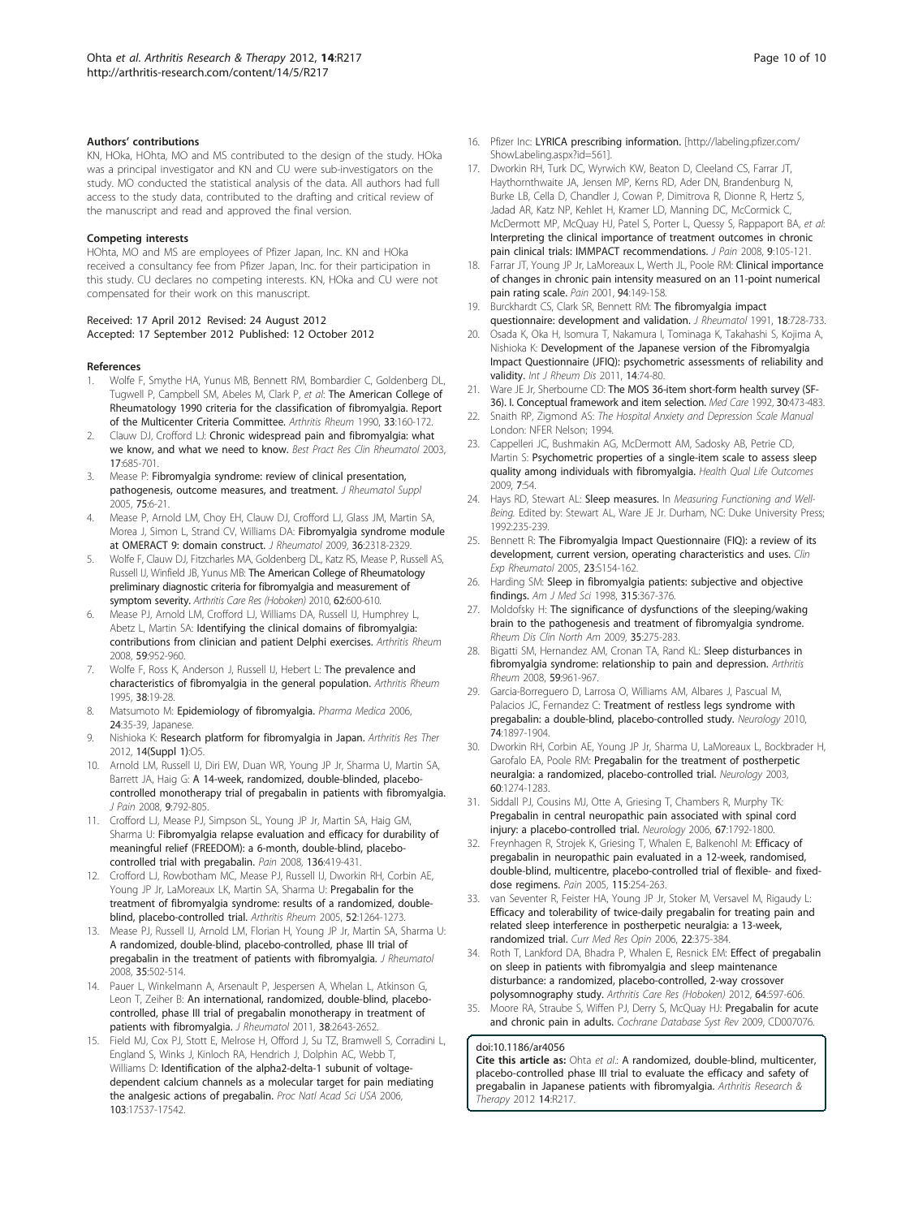#### Authors' contributions

KN, HOka, HOhta, MO and MS contributed to the design of the study. HOka was a principal investigator and KN and CU were sub-investigators on the study. MO conducted the statistical analysis of the data. All authors had full access to the study data, contributed to the drafting and critical review of the manuscript and read and approved the final version.

#### Competing interests

HOhta, MO and MS are employees of Pfizer Japan, Inc. KN and HOka received a consultancy fee from Pfizer Japan, Inc. for their participation in this study. CU declares no competing interests. KN, HOka and CU were not compensated for their work on this manuscript.

Received: 17 April 2012 Revised: 24 August 2012
Accepted: 17 September 2012 Published: 12 October 2012

#### References

1. Wolfe F, Smythe HA, Yunus MB, Bennett RM, Bombardier C, Goldenberg DL, Tugwell P, Campbell SM, Abeles M, Clark P, *et al*: **The American College of Rheumatology 1990 criteria for the classification of fibromyalgia. Report of the Multicenter Criteria Committee.** *Arthritis Rheum* 1990, **33**:160-172.
2. Clauw DJ, Crofford LJ: **Chronic widespread pain and fibromyalgia: what we know, and what we need to know.** *Best Pract Res Clin Rheumatol* 2003, **17**:685-701.
3. Mease P: **Fibromyalgia syndrome: review of clinical presentation, pathogenesis, outcome measures, and treatment.** *J Rheumatol Suppl* 2005, **75**:6-21.
4. Mease P, Arnold LM, Choy EH, Clauw DJ, Crofford LJ, Glass JM, Martin SA, Morea J, Simon L, Strand CV, Williams DA: **Fibromyalgia syndrome module at OMERACT 9: domain construct.** *J Rheumatol* 2009, **36**:2318-2329.
5. Wolfe F, Clauw DJ, Fitzcharles MA, Goldenberg DL, Katz RS, Mease P, Russell AS, Russell IJ, Winfield JB, Yunus MB: **The American College of Rheumatology preliminary diagnostic criteria for fibromyalgia and measurement of symptom severity.** *Arthritis Care Res (Hoboken)* 2010, **62**:600-610.
6. Mease PJ, Arnold LM, Crofford LJ, Williams DA, Russell IJ, Humphrey L, Abetz L, Martin SA: **Identifying the clinical domains of fibromyalgia: contributions from clinician and patient Delphi exercises.** *Arthritis Rheum* 2008, **59**:952-960.
7. Wolfe F, Ross K, Anderson J, Russell IJ, Hebert L: **The prevalence and characteristics of fibromyalgia in the general population.** *Arthritis Rheum* 1995, **38**:19-28.
8. Matsumoto M: **Epidemiology of fibromyalgia.** *Pharma Medica* 2006, **24**:35-39, Japanese.
9. Nishioka K: **Research platform for fibromyalgia in Japan.** *Arthritis Res Ther* 2012, **14(Suppl 1)**:O5.
10. Arnold LM, Russell IJ, Diri EW, Duan WR, Young JP Jr, Sharma U, Martin SA, Barrett JA, Haig G: **A 14-week, randomized, double-blinded, placebo-controlled monotherapy trial of pregabalin in patients with fibromyalgia.** *J Pain* 2008, **9**:792-805.
11. Crofford LJ, Mease PJ, Simpson SL, Young JP Jr, Martin SA, Haig GM, Sharma U: **Fibromyalgia relapse evaluation and efficacy for durability of meaningful relief (FREEDOM): a 6-month, double-blind, placebo-controlled trial with pregabalin.** *Pain* 2008, **136**:419-431.
12. Crofford LJ, Rowbotham MC, Mease PJ, Russell IJ, Dworkin RH, Corbin AE, Young JP Jr, LaMoreaux LK, Martin SA, Sharma U: **Pregabalin for the treatment of fibromyalgia syndrome: results of a randomized, double-blind, placebo-controlled trial.** *Arthritis Rheum* 2005, **52**:1264-1273.
13. Mease PJ, Russell IJ, Arnold LM, Florian H, Young JP Jr, Martin SA, Sharma U: **A randomized, double-blind, placebo-controlled, phase III trial of pregabalin in the treatment of patients with fibromyalgia.** *J Rheumatol* 2008, **35**:502-514.
14. Pauer L, Winkelmann A, Arsenault P, Jespersen A, Whelan L, Atkinson G, Leon T, Zeiher B: **An international, randomized, double-blind, placebo-controlled, phase III trial of pregabalin monotherapy in treatment of patients with fibromyalgia.** *J Rheumatol* 2011, **38**:2643-2652.
15. Field MJ, Cox PJ, Stott E, Melrose H, Offord J, Su TZ, Bramwell S, Corradini L, England S, Winks J, Kinloch RA, Hendrich J, Dolphin AC, Webb T, Williams D: **Identification of the alpha2-delta-1 subunit of voltage-dependent calcium channels as a molecular target for pain mediating the analgesic actions of pregabalin.** *Proc Natl Acad Sci USA* 2006, **103**:17537-17542.
16. Pfizer Inc: **LYRICA prescribing information.** [http://labeling.pfizer.com/ShowLabeling.aspx?id=561].
17. Dworkin RH, Turk DC, Wyrwich KW, Beaton D, Cleeland CS, Farrar JT, Haythornthwaite JA, Jensen MP, Kerns RD, Ader DN, Brandenburg N, Burke LB, Cella D, Chandler J, Cowan P, Dimitrova R, Dionne R, Hertz S, Jadad AR, Katz NP, Kehlet H, Kramer LD, Manning DC, McCormick C, McDermott MP, McQuay HJ, Patel S, Porter L, Quessy S, Rappaport BA, *et al*: **Interpreting the clinical importance of treatment outcomes in chronic pain clinical trials: IMMPACT recommendations.** *J Pain* 2008, **9**:105-121.
18. Farrar JT, Young JP Jr, LaMoreaux L, Werth JL, Poole RM: **Clinical importance of changes in chronic pain intensity measured on an 11-point numerical pain rating scale.** *Pain* 2001, **94**:149-158.
19. Burckhardt CS, Clark SR, Bennett RM: **The fibromyalgia impact questionnaire: development and validation.** *J Rheumatol* 1991, **18**:728-733.
20. Osada K, Oka H, Isomura T, Nakamura I, Tominaga K, Takahashi S, Kojima A, Nishioka K: **Development of the Japanese version of the Fibromyalgia Impact Questionnaire (JFIQ): psychometric assessments of reliability and validity.** *Int J Rheum Dis* 2011, **14**:74-80.
21. Ware JE Jr, Sherbourne CD: **The MOS 36-item short-form health survey (SF-36). I. Conceptual framework and item selection.** *Med Care* 1992, **30**:473-483.
22. Snaith RP, Zigmond AS: *The Hospital Anxiety and Depression Scale Manual* London: NFER Nelson; 1994.
23. Cappelleri JC, Bushmakin AG, McDermott AM, Sadosky AB, Petrie CD, Martin S: **Psychometric properties of a single-item scale to assess sleep quality among individuals with fibromyalgia.** *Health Qual Life Outcomes* 2009, **7**:54.
24. Hays RD, Stewart AL: **Sleep measures.** In *Measuring Functioning and Well-Being.* Edited by: Stewart AL, Ware JE Jr. Durham, NC: Duke University Press; 1992:235-239.
25. Bennett R: **The Fibromyalgia Impact Questionnaire (FIQ): a review of its development, current version, operating characteristics and uses.** *Clin Exp Rheumatol* 2005, **23**:S154-162.
26. Harding SM: **Sleep in fibromyalgia patients: subjective and objective findings.** *Am J Med Sci* 1998, **315**:367-376.
27. Moldofsky H: **The significance of dysfunctions of the sleeping/waking brain to the pathogenesis and treatment of fibromyalgia syndrome.** *Rheum Dis Clin North Am* 2009, **35**:275-283.
28. Bigatti SM, Hernandez AM, Cronan TA, Rand KL: **Sleep disturbances in fibromyalgia syndrome: relationship to pain and depression.** *Arthritis Rheum* 2008, **59**:961-967.
29. Garcia-Borreguero D, Larrosa O, Williams AM, Albares J, Pascual M, Palacios JC, Fernandez C: **Treatment of restless legs syndrome with pregabalin: a double-blind, placebo-controlled study.** *Neurology* 2010, **74**:1897-1904.
30. Dworkin RH, Corbin AE, Young JP Jr, Sharma U, LaMoreaux L, Bockbrader H, Garofalo EA, Poole RM: **Pregabalin for the treatment of postherpetic neuralgia: a randomized, placebo-controlled trial.** *Neurology* 2003, **60**:1274-1283.
31. Siddall PJ, Cousins MJ, Otte A, Griesing T, Chambers R, Murphy TK: **Pregabalin in central neuropathic pain associated with spinal cord injury: a placebo-controlled trial.** *Neurology* 2006, **67**:1792-1800.
32. Freynhagen R, Strojek K, Griesing T, Whalen E, Balkenohl M: **Efficacy of pregabalin in neuropathic pain evaluated in a 12-week, randomised, double-blind, multicentre, placebo-controlled trial of flexible- and fixed-dose regimens.** *Pain* 2005, **115**:254-263.
33. van Seventer R, Feister HA, Young JP Jr, Stoker M, Versavel M, Rigaudy L: **Efficacy and tolerability of twice-daily pregabalin for treating pain and related sleep interference in postherpetic neuralgia: a 13-week, randomized trial.** *Curr Med Res Opin* 2006, **22**:375-384.
34. Roth T, Lankford DA, Bhadra P, Whalen E, Resnick EM: **Effect of pregabalin on sleep in patients with fibromyalgia and sleep maintenance disturbance: a randomized, placebo-controlled, 2-way crossover polysomnography study.** *Arthritis Care Res (Hoboken)* 2012, **64**:597-606.
35. Moore RA, Straube S, Wiffen PJ, Derry S, McQuay HJ: **Pregabalin for acute and chronic pain in adults.** *Cochrane Database Syst Rev* 2009, CD007076.

doi:10.1186/ar4056

**Cite this article as:** Ohta *et al.*: A randomized, double-blind, multicenter, placebo-controlled phase III trial to evaluate the efficacy and safety of pregabalin in Japanese patients with fibromyalgia. *Arthritis Research & Therapy* 2012 **14**:R217.